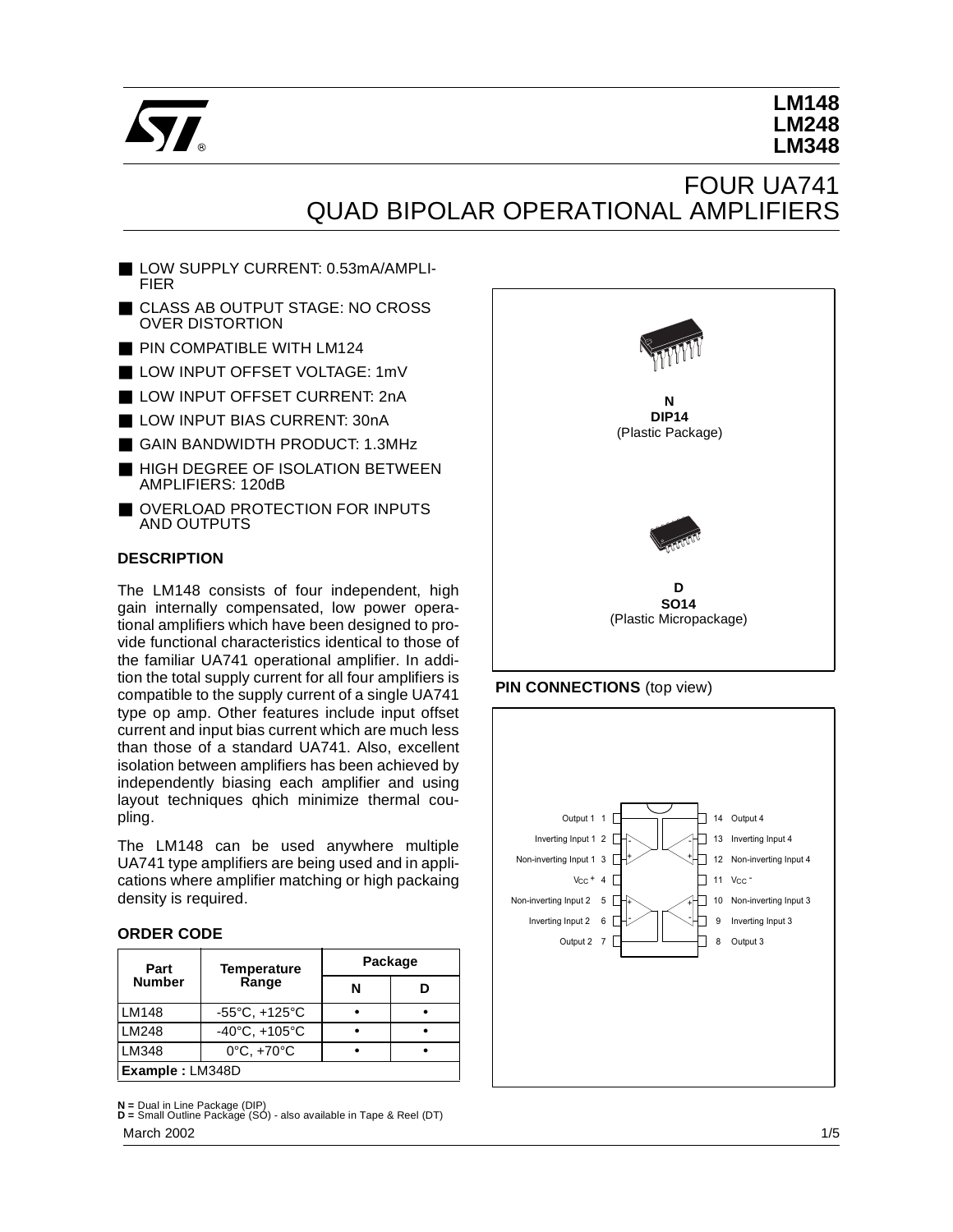# LM148
# LM248
# LM348

## FOUR UA741 QUAD BIPOLAR OPERATIONAL AMPLIFIERS

- LOW SUPPLY CURRENT: 0.53mA/AMPLIFIER
- CLASS AB OUTPUT STAGE: NO CROSS OVER DISTORTION
- PIN COMPATIBLE WITH LM124
- LOW INPUT OFFSET VOLTAGE: 1mV
- LOW INPUT OFFSET CURRENT: 2nA
- LOW INPUT BIAS CURRENT: 30nA
- GAIN BANDWIDTH PRODUCT: 1.3MHz
- HIGH DEGREE OF ISOLATION BETWEEN AMPLIFIERS: 120dB
- OVERLOAD PROTECTION FOR INPUTS AND OUTPUTS

**N**
**DIP14**
(Plastic Package)

**D**
**SO14**
(Plastic Micropackage)

### DESCRIPTION

The LM148 consists of four independent, high gain internally compensated, low power operational amplifiers which have been designed to provide functional characteristics identical to those of the familiar UA741 operational amplifier. In addition the total supply current for all four amplifiers is compatible to the supply current of a single UA741 type op amp. Other features include input offset current and input bias current which are much less than those of a standard UA741. Also, excellent isolation between amplifiers has been achieved by independently biasing each amplifier and using layout techniques qhich minimize thermal coupling.

The LM148 can be used anywhere multiple UA741 type amplifiers are being used and in applications where amplifier matching or high packaing density is required.

### ORDER CODE

| Part Number | Temperature Range | Package | |
|---|---|---|---|
| | | N | D |
| LM148 | -55°C, +125°C | • | • |
| LM248 | -40°C, +105°C | • | • |
| LM348 | 0°C, +70°C | • | • |
| **Example :** LM348D | | | |

**N =** Dual in Line Package (DIP)
**D =** Small Outline Package (SO) - also available in Tape & Reel (DT)

### PIN CONNECTIONS (top view)

| Pin | Function | Pin | Function |
|---|---|---|---|
| 1 | Output 1 | 14 | Output 4 |
| 2 | Inverting Input 1 | 13 | Inverting Input 4 |
| 3 | Non-inverting Input 1 | 12 | Non-inverting Input 4 |
| 4 | $V_{CC}^+$ | 11 | $V_{CC}^-$ |
| 5 | Non-inverting Input 2 | 10 | Non-inverting Input 3 |
| 6 | Inverting Input 2 | 9 | Inverting Input 3 |
| 7 | Output 2 | 8 | Output 3 |

March 2002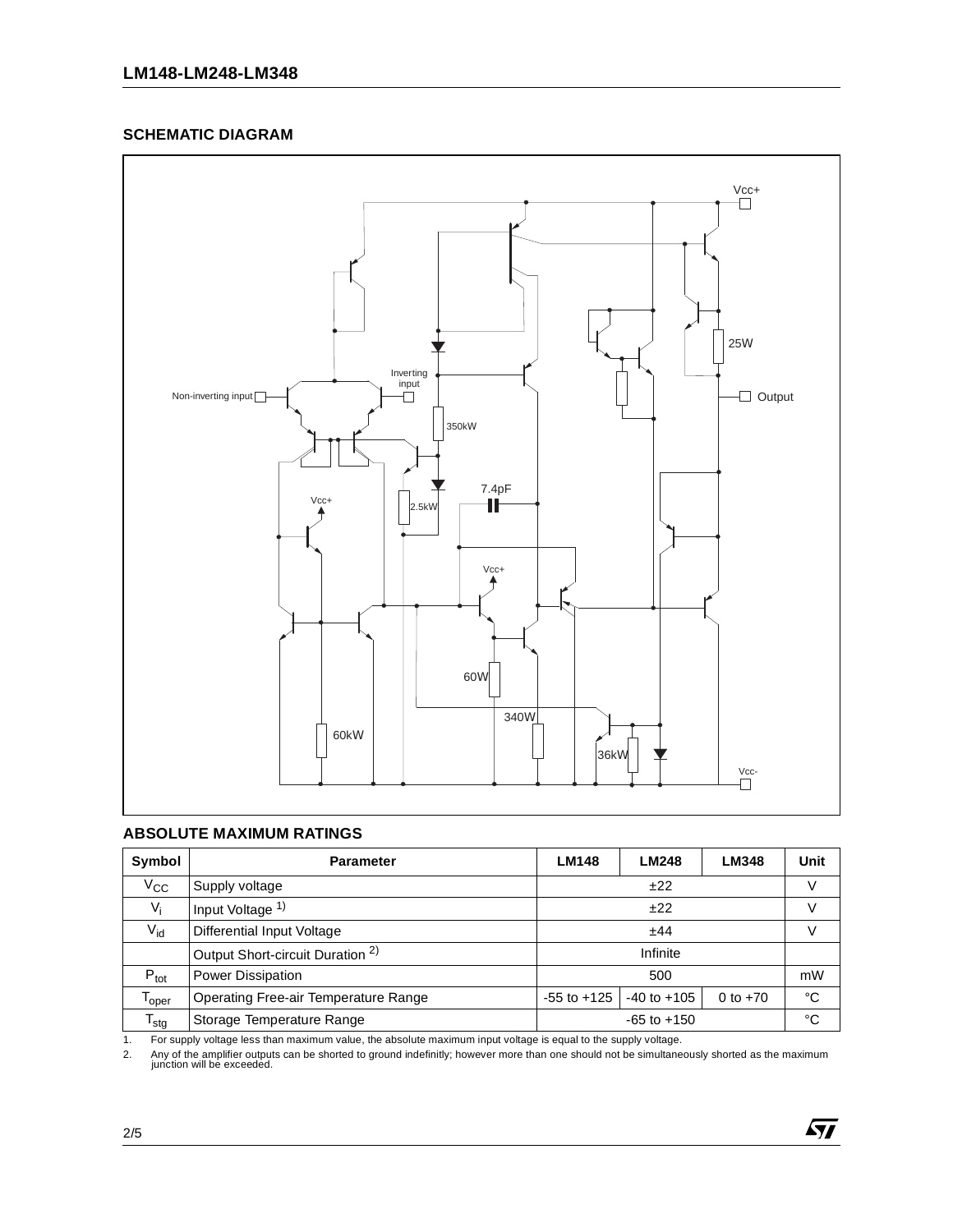## SCHEMATIC DIAGRAM

Vcc+

Non-inverting input

Inverting input

350kW

2.5kW

7.4pF

25W

Output

60W

340W

60kW

36kW

Vcc-

## ABSOLUTE MAXIMUM RATINGS

| Symbol | Parameter | LM148 | LM248 | LM348 | Unit |
|---|---|---|---|---|---|
| $V_{CC}$ | Supply voltage | ±22 | | | V |
| $V_i$ | Input Voltage [1] | ±22 | | | V |
| $V_{id}$ | Differential Input Voltage | ±44 | | | V |
| | Output Short-circuit Duration [2] | Infinite | | | |
| $P_{tot}$ | Power Dissipation | 500 | | | mW |
| $T_{oper}$ | Operating Free-air Temperature Range | -55 to +125 | -40 to +105 | 0 to +70 | °C |
| $T_{stg}$ | Storage Temperature Range | -65 to +150 | | | °C |

1. For supply voltage less than maximum value, the absolute maximum input voltage is equal to the supply voltage.
2. Any of the amplifier outputs can be shorted to ground indefinitly; however more than one should not be simultaneously shorted as the maximum junction will be exceeded.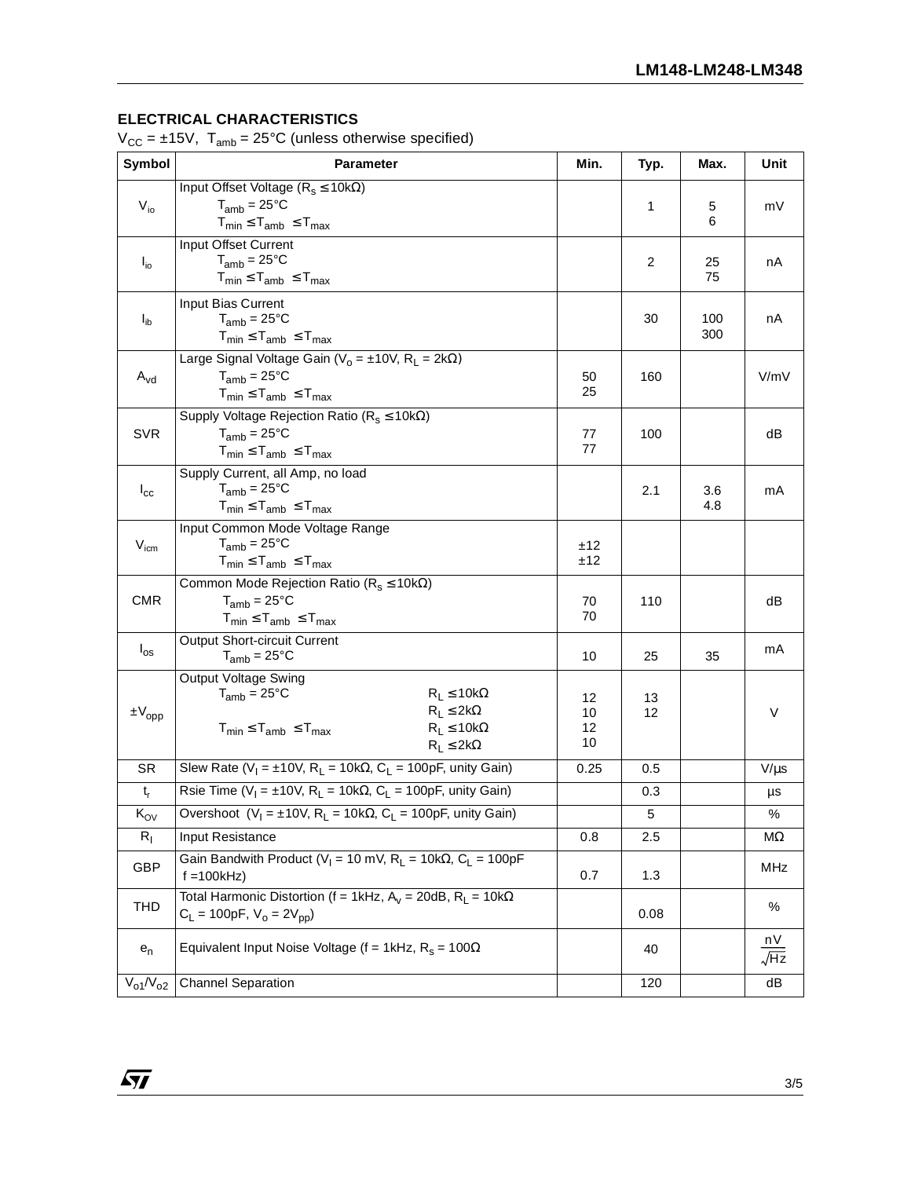## ELECTRICAL CHARACTERISTICS

$V_{CC}$ = ±15V, $T_{amb}$ = 25°C (unless otherwise specified)

| Symbol | Parameter | Min. | Typ. | Max. | Unit |
|---|---|---|---|---|---|
| $V_{io}$ | Input Offset Voltage ($R_s \leq 10k\Omega$)<br>$T_{amb}$ = 25°C<br>$T_{min} \leq T_{amb} \leq T_{max}$ | | 1 | 5<br>6 | mV |
| $I_{io}$ | Input Offset Current<br>$T_{amb}$ = 25°C<br>$T_{min} \leq T_{amb} \leq T_{max}$ | | 2 | 25<br>75 | nA |
| $I_{ib}$ | Input Bias Current<br>$T_{amb}$ = 25°C<br>$T_{min} \leq T_{amb} \leq T_{max}$ | | 30 | 100<br>300 | nA |
| $A_{vd}$ | Large Signal Voltage Gain ($V_o$ = ±10V, $R_L$ = 2kΩ)<br>$T_{amb}$ = 25°C<br>$T_{min} \leq T_{amb} \leq T_{max}$ | 50<br>25 | 160 | | V/mV |
| SVR | Supply Voltage Rejection Ratio ($R_s \leq 10k\Omega$)<br>$T_{amb}$ = 25°C<br>$T_{min} \leq T_{amb} \leq T_{max}$ | 77<br>77 | 100 | | dB |
| $I_{cc}$ | Supply Current, all Amp, no load<br>$T_{amb}$ = 25°C<br>$T_{min} \leq T_{amb} \leq T_{max}$ | | 2.1 | 3.6<br>4.8 | mA |
| $V_{icm}$ | Input Common Mode Voltage Range<br>$T_{amb}$ = 25°C<br>$T_{min} \leq T_{amb} \leq T_{max}$ | ±12<br>±12 | | | |
| CMR | Common Mode Rejection Ratio ($R_s \leq 10k\Omega$)<br>$T_{amb}$ = 25°C<br>$T_{min} \leq T_{amb} \leq T_{max}$ | 70<br>70 | 110 | | dB |
| $I_{os}$ | Output Short-circuit Current<br>$T_{amb}$ = 25°C | 10 | 25 | 35 | mA |
| $\pm V_{opp}$ | Output Voltage Swing<br>$T_{amb}$ = 25°C, $R_L \leq 10k\Omega$<br>$R_L \leq 2k\Omega$<br>$T_{min} \leq T_{amb} \leq T_{max}$, $R_L \leq 10k\Omega$<br>$R_L \leq 2k\Omega$ | 12<br>10<br>12<br>10 | 13<br>12 | | V |
| SR | Slew Rate ($V_I$ = ±10V, $R_L$ = 10kΩ, $C_L$ = 100pF, unity Gain) | 0.25 | 0.5 | | V/μs |
| $t_r$ | Rsie Time ($V_I$ = ±10V, $R_L$ = 10kΩ, $C_L$ = 100pF, unity Gain) | | 0.3 | | μs |
| $K_{OV}$ | Overshoot ($V_I$ = ±10V, $R_L$ = 10kΩ, $C_L$ = 100pF, unity Gain) | | 5 | | % |
| $R_I$ | Input Resistance | 0.8 | 2.5 | | MΩ |
| GBP | Gain Bandwith Product ($V_I$ = 10 mV, $R_L$ = 10kΩ, $C_L$ = 100pF f =100kHz) | 0.7 | 1.3 | | MHz |
| THD | Total Harmonic Distortion (f = 1kHz, $A_v$ = 20dB, $R_L$ = 10kΩ $C_L$ = 100pF, $V_o$ = $2V_{pp}$) | | 0.08 | | % |
| $e_n$ | Equivalent Input Noise Voltage (f = 1kHz, $R_s$ = 100Ω | | 40 | | $\frac{nV}{\sqrt{Hz}}$ |
| $V_{o1}/V_{o2}$ | Channel Separation | | 120 | | dB |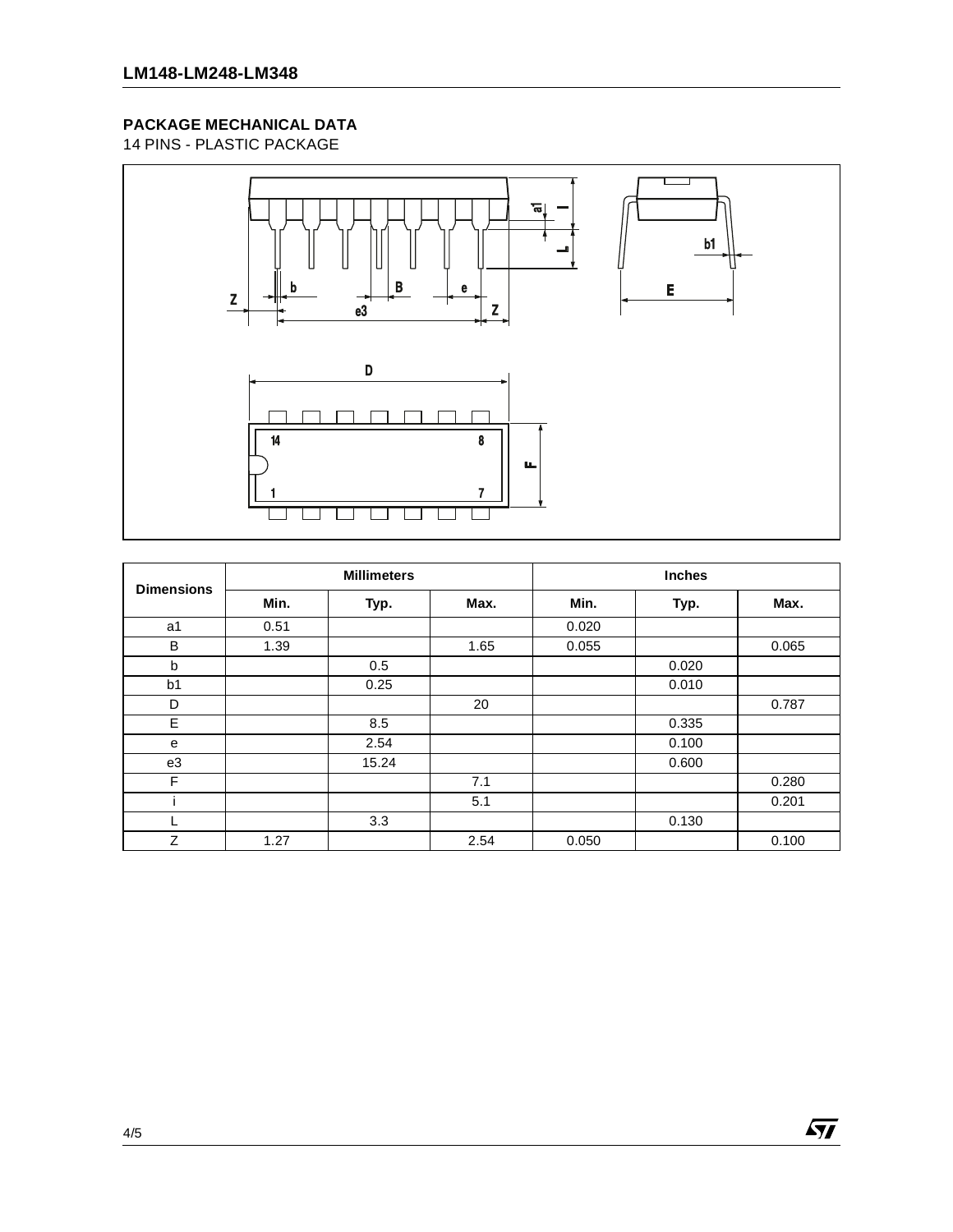## PACKAGE MECHANICAL DATA

14 PINS - PLASTIC PACKAGE

| Dimensions | Millimeters | | | Inches | | |
|---|---|---|---|---|---|---|
| | Min. | Typ. | Max. | Min. | Typ. | Max. |
| a1 | 0.51 | | | 0.020 | | |
| B | 1.39 | | 1.65 | 0.055 | | 0.065 |
| b | | 0.5 | | | 0.020 | |
| b1 | | 0.25 | | | 0.010 | |
| D | | | 20 | | | 0.787 |
| E | | 8.5 | | | 0.335 | |
| e | | 2.54 | | | 0.100 | |
| e3 | | 15.24 | | | 0.600 | |
| F | | | 7.1 | | | 0.280 |
| i | | | 5.1 | | | 0.201 |
| L | | 3.3 | | | 0.130 | |
| Z | 1.27 | | 2.54 | 0.050 | | 0.100 |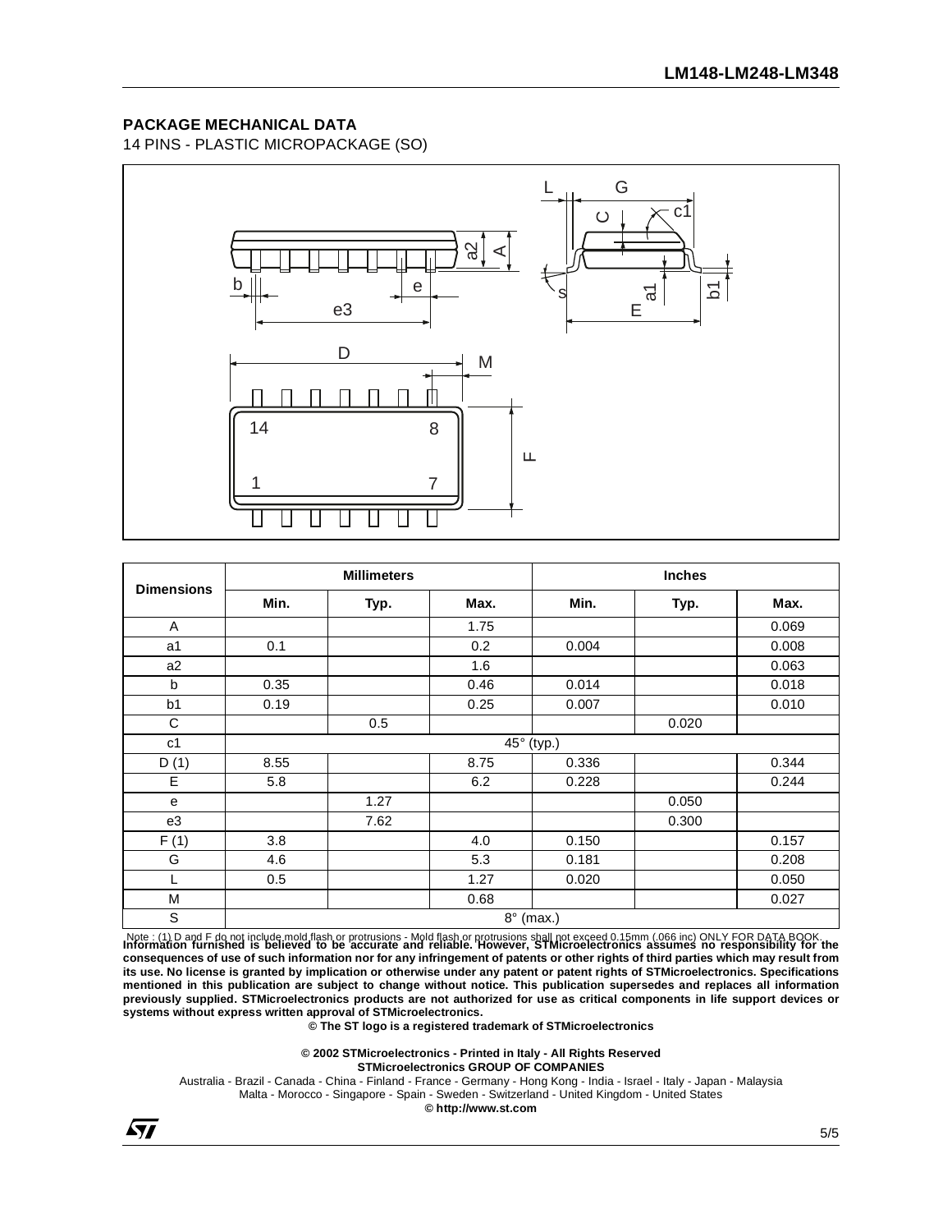## PACKAGE MECHANICAL DATA

14 PINS - PLASTIC MICROPACKAGE (SO)

L
G
C
c1
a2
A
b
e
e3
s
a1
b1
E
D
M
14
8
1
7
F

| Dimensions | Millimeters | | | Inches | | |
|---|---|---|---|---|---|---|
| | Min. | Typ. | Max. | Min. | Typ. | Max. |
| A | | | 1.75 | | | 0.069 |
| a1 | 0.1 | | 0.2 | 0.004 | | 0.008 |
| a2 | | | 1.6 | | | 0.063 |
| b | 0.35 | | 0.46 | 0.014 | | 0.018 |
| b1 | 0.19 | | 0.25 | 0.007 | | 0.010 |
| C | | 0.5 | | | 0.020 | |
| c1 | 45° (typ.) | | | | | |
| D (1) | 8.55 | | 8.75 | 0.336 | | 0.344 |
| E | 5.8 | | 6.2 | 0.228 | | 0.244 |
| e | | 1.27 | | | 0.050 | |
| e3 | | 7.62 | | | 0.300 | |
| F (1) | 3.8 | | 4.0 | 0.150 | | 0.157 |
| G | 4.6 | | 5.3 | 0.181 | | 0.208 |
| L | 0.5 | | 1.27 | 0.020 | | 0.050 |
| M | | | 0.68 | | | 0.027 |
| S | 8° (max.) | | | | | |

Note : (1) D and F do not include mold flash or protrusions - Mold flash or protrusions shall not exceed 0.15mm (.066 inc) ONLY FOR DATA BOOK.

**Information furnished is believed to be accurate and reliable. However, STMicroelectronics assumes no responsibility for the consequences of use of such information nor for any infringement of patents or other rights of third parties which may result from its use. No license is granted by implication or otherwise under any patent or patent rights of STMicroelectronics. Specifications mentioned in this publication are subject to change without notice. This publication supersedes and replaces all information previously supplied. STMicroelectronics products are not authorized for use as critical components in life support devices or systems without express written approval of STMicroelectronics.**

**© The ST logo is a registered trademark of STMicroelectronics**

**© 2002 STMicroelectronics - Printed in Italy - All Rights Reserved**

**STMicroelectronics GROUP OF COMPANIES**

Australia - Brazil - Canada - China - Finland - France - Germany - Hong Kong - India - Israel - Italy - Japan - Malaysia
Malta - Morocco - Singapore - Spain - Sweden - Switzerland - United Kingdom - United States

**© http://www.st.com**